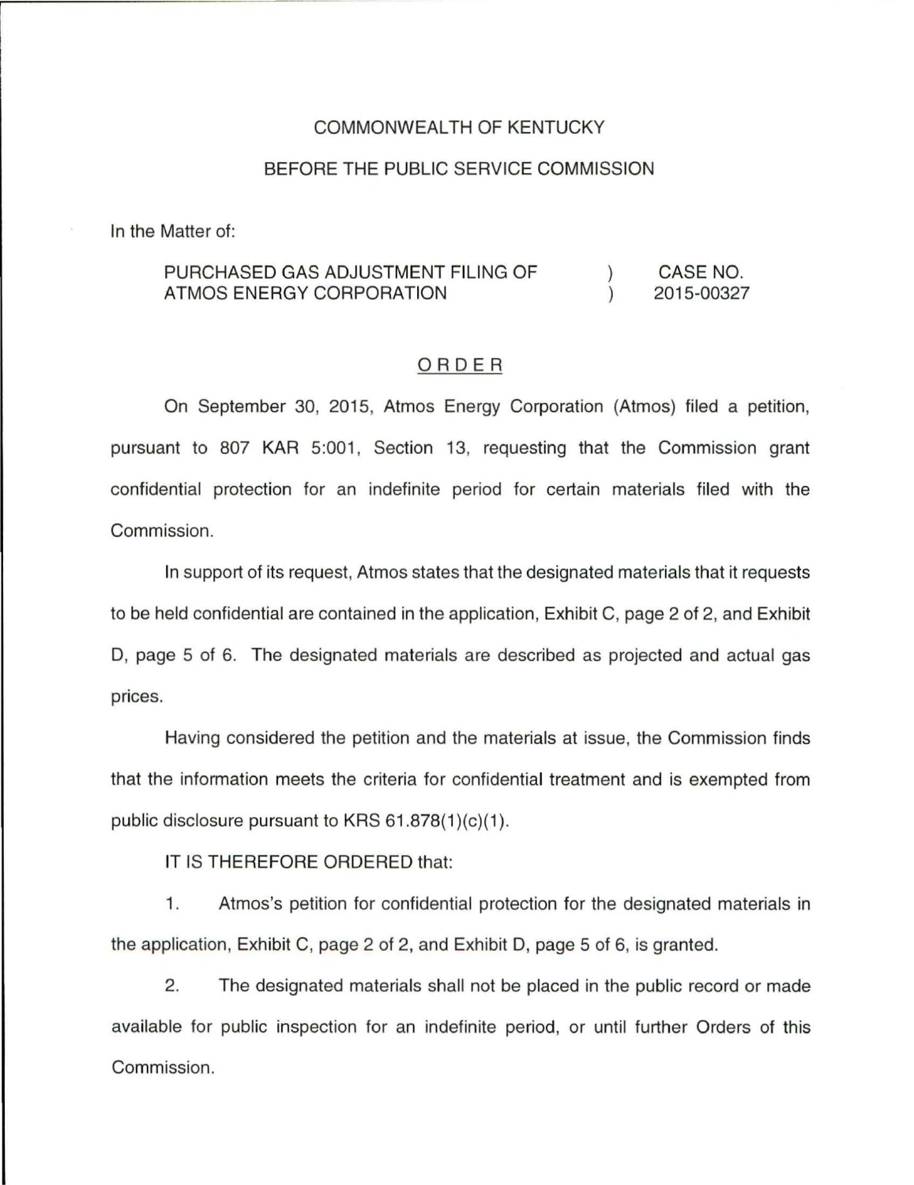COMMONWEALTH OF KENTUCKY

BEFORE THE PUBLIC SERVICE COMMISSION

In the Matter of:

| | | |
|---|---|---|
| PURCHASED GAS ADJUSTMENT FILING OF ATMOS ENERGY CORPORATION | ) ) | CASE NO. 2015-00327 |

## ORDER

On September 30, 2015, Atmos Energy Corporation (Atmos) filed a petition, pursuant to 807 KAR 5:001, Section 13, requesting that the Commission grant confidential protection for an indefinite period for certain materials filed with the Commission.

In support of its request, Atmos states that the designated materials that it requests to be held confidential are contained in the application, Exhibit C, page 2 of 2, and Exhibit D, page 5 of 6. The designated materials are described as projected and actual gas prices.

Having considered the petition and the materials at issue, the Commission finds that the information meets the criteria for confidential treatment and is exempted from public disclosure pursuant to KRS 61.878(1)(c)(1).

IT IS THEREFORE ORDERED that:

1. Atmos's petition for confidential protection for the designated materials in the application, Exhibit C, page 2 of 2, and Exhibit D, page 5 of 6, is granted.

2. The designated materials shall not be placed in the public record or made available for public inspection for an indefinite period, or until further Orders of this Commission.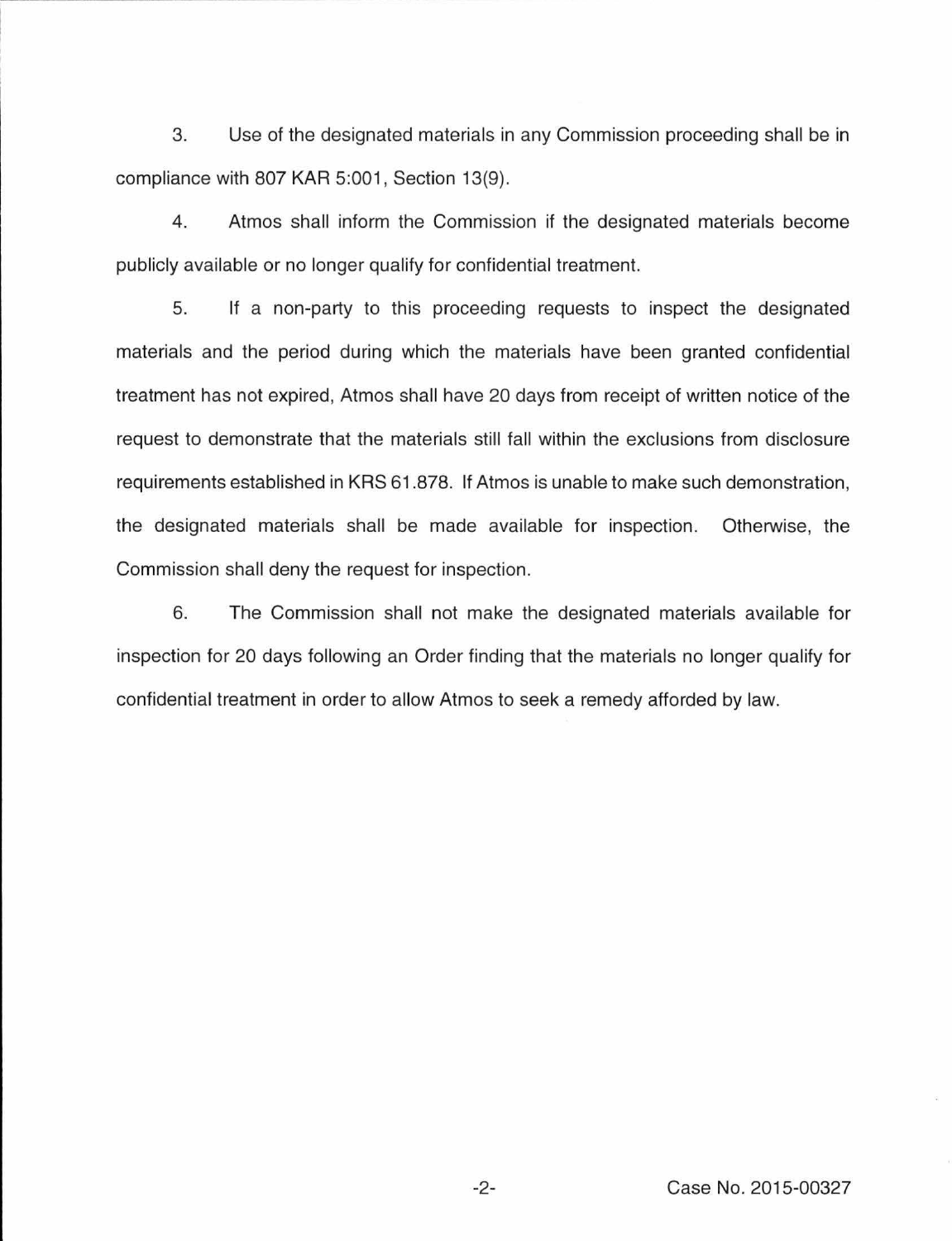3. Use of the designated materials in any Commission proceeding shall be in compliance with 807 KAR 5:001, Section 13(9).

4. Atmos shall inform the Commission if the designated materials become publicly available or no longer qualify for confidential treatment.

5. If a non-party to this proceeding requests to inspect the designated materials and the period during which the materials have been granted confidential treatment has not expired, Atmos shall have 20 days from receipt of written notice of the request to demonstrate that the materials still fall within the exclusions from disclosure requirements established in KRS 61.878. If Atmos is unable to make such demonstration, the designated materials shall be made available for inspection. Otherwise, the Commission shall deny the request for inspection.

6. The Commission shall not make the designated materials available for inspection for 20 days following an Order finding that the materials no longer qualify for confidential treatment in order to allow Atmos to seek a remedy afforded by law.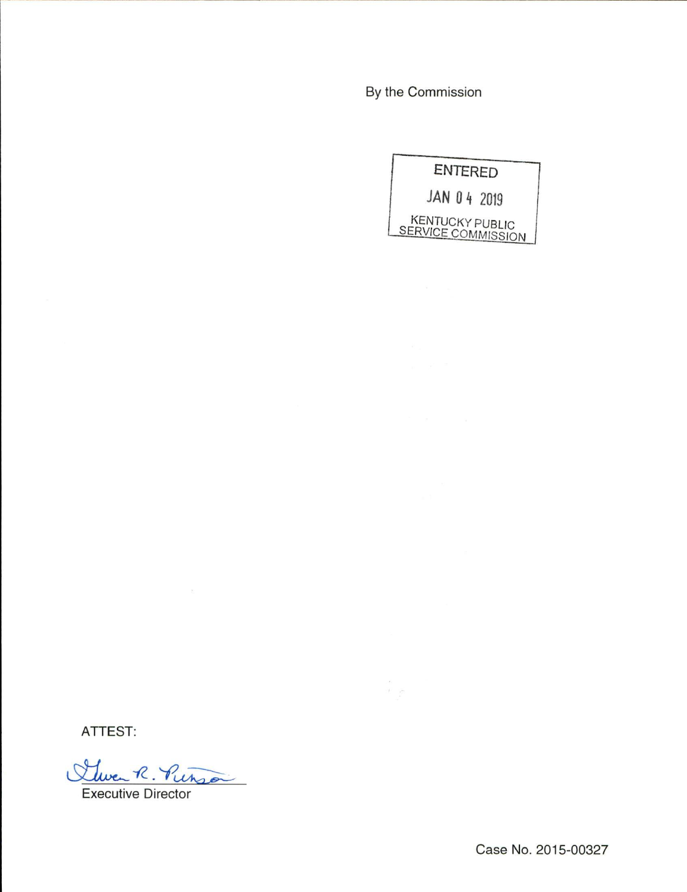By the Commission

ENTERED

JAN 04 2019

KENTUCKY PUBLIC SERVICE COMMISSION

ATTEST:

Executive Director

Case No. 2015-00327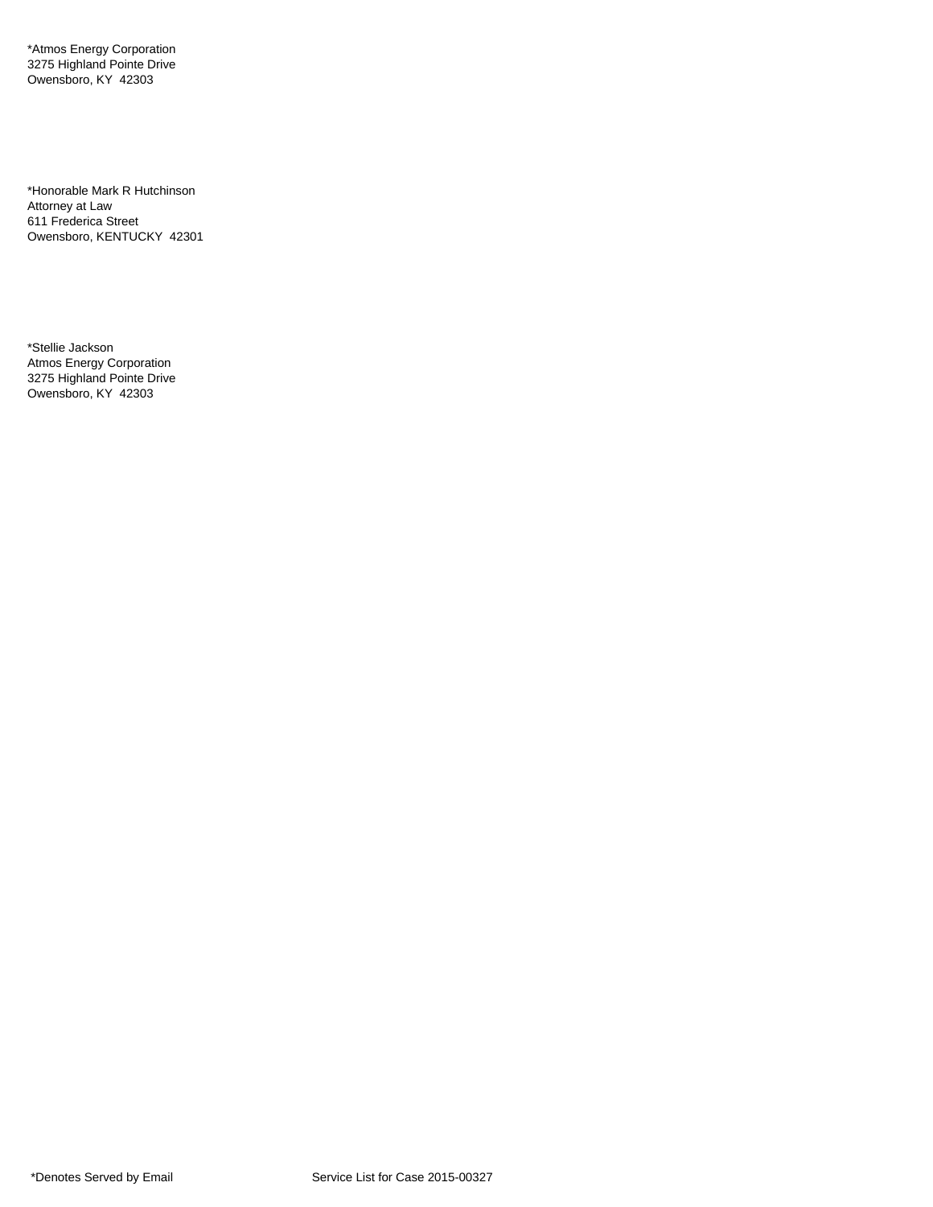*Atmos Energy Corporation
3275 Highland Pointe Drive
Owensboro, KY  42303

*Honorable Mark R Hutchinson
Attorney at Law
611 Frederica Street
Owensboro, KENTUCKY  42301

*Stellie Jackson
Atmos Energy Corporation
3275 Highland Pointe Drive
Owensboro, KY  42303

*Denotes Served by Email

Service List for Case 2015-00327